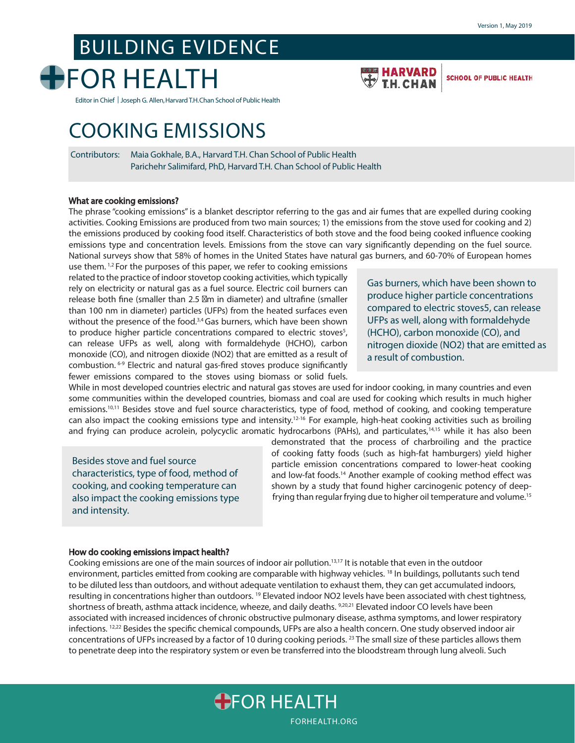Version 1, May 2019

# BUILDING EVIDENCE FOR HEALTH

HARVARD T.H. CHAN SCHOOL OF PUBLIC HEALTH

Editor in Chief | Joseph G. Allen, Harvard T.H.Chan School of Public Health

# COOKING EMISSIONS

Contributors: Maia Gokhale, B.A., Harvard T.H. Chan School of Public Health
Parichehr Salimifard, PhD, Harvard T.H. Chan School of Public Health

### What are cooking emissions?

The phrase "cooking emissions" is a blanket descriptor referring to the gas and air fumes that are expelled during cooking activities. Cooking Emissions are produced from two main sources; 1) the emissions from the stove used for cooking and 2) the emissions produced by cooking food itself. Characteristics of both stove and the food being cooked influence cooking emissions type and concentration levels. Emissions from the stove can vary significantly depending on the fuel source. National surveys show that 58% of homes in the United States have natural gas burners, and 60-70% of European homes use them. [1,2] For the purposes of this paper, we refer to cooking emissions related to the practice of indoor stovetop cooking activities, which typically rely on electricity or natural gas as a fuel source. Electric coil burners can release both fine (smaller than 2.5 μm in diameter) and ultrafine (smaller than 100 nm in diameter) particles (UFPs) from the heated surfaces even without the presence of the food.[3,4] Gas burners, which have been shown to produce higher particle concentrations compared to electric stoves[5], can release UFPs as well, along with formaldehyde (HCHO), carbon monoxide (CO), and nitrogen dioxide (NO2) that are emitted as a result of combustion. [6-9] Electric and natural gas-fired stoves produce significantly fewer emissions compared to the stoves using biomass or solid fuels. While in most developed countries electric and natural gas stoves are used for indoor cooking, in many countries and even some communities within the developed countries, biomass and coal are used for cooking which results in much higher emissions.[10,11] Besides stove and fuel source characteristics, type of food, method of cooking, and cooking temperature can also impact the cooking emissions type and intensity.[12-16] For example, high-heat cooking activities such as broiling and frying can produce acrolein, polycyclic aromatic hydrocarbons (PAHs), and particulates,[14,15] while it has also been demonstrated that the process of charbroiling and the practice of cooking fatty foods (such as high-fat hamburgers) yield higher particle emission concentrations compared to lower-heat cooking and low-fat foods.[14] Another example of cooking method effect was shown by a study that found higher carcinogenic potency of deep-frying than regular frying due to higher oil temperature and volume.[15]

> Gas burners, which have been shown to produce higher particle concentrations compared to electric stoves5, can release UFPs as well, along with formaldehyde (HCHO), carbon monoxide (CO), and nitrogen dioxide (NO2) that are emitted as a result of combustion.

> Besides stove and fuel source characteristics, type of food, method of cooking, and cooking temperature can also impact the cooking emissions type and intensity.

### How do cooking emissions impact health?

Cooking emissions are one of the main sources of indoor air pollution.[13,17] It is notable that even in the outdoor environment, particles emitted from cooking are comparable with highway vehicles. [18] In buildings, pollutants such tend to be diluted less than outdoors, and without adequate ventilation to exhaust them, they can get accumulated indoors, resulting in concentrations higher than outdoors. [19] Elevated indoor NO2 levels have been associated with chest tightness, shortness of breath, asthma attack incidence, wheeze, and daily deaths. [9,20,21] Elevated indoor CO levels have been associated with increased incidences of chronic obstructive pulmonary disease, asthma symptoms, and lower respiratory infections. [12,22] Besides the specific chemical compounds, UFPs are also a health concern. One study observed indoor air concentrations of UFPs increased by a factor of 10 during cooking periods. [23] The small size of these particles allows them to penetrate deep into the respiratory system or even be transferred into the bloodstream through lung alveoli. Such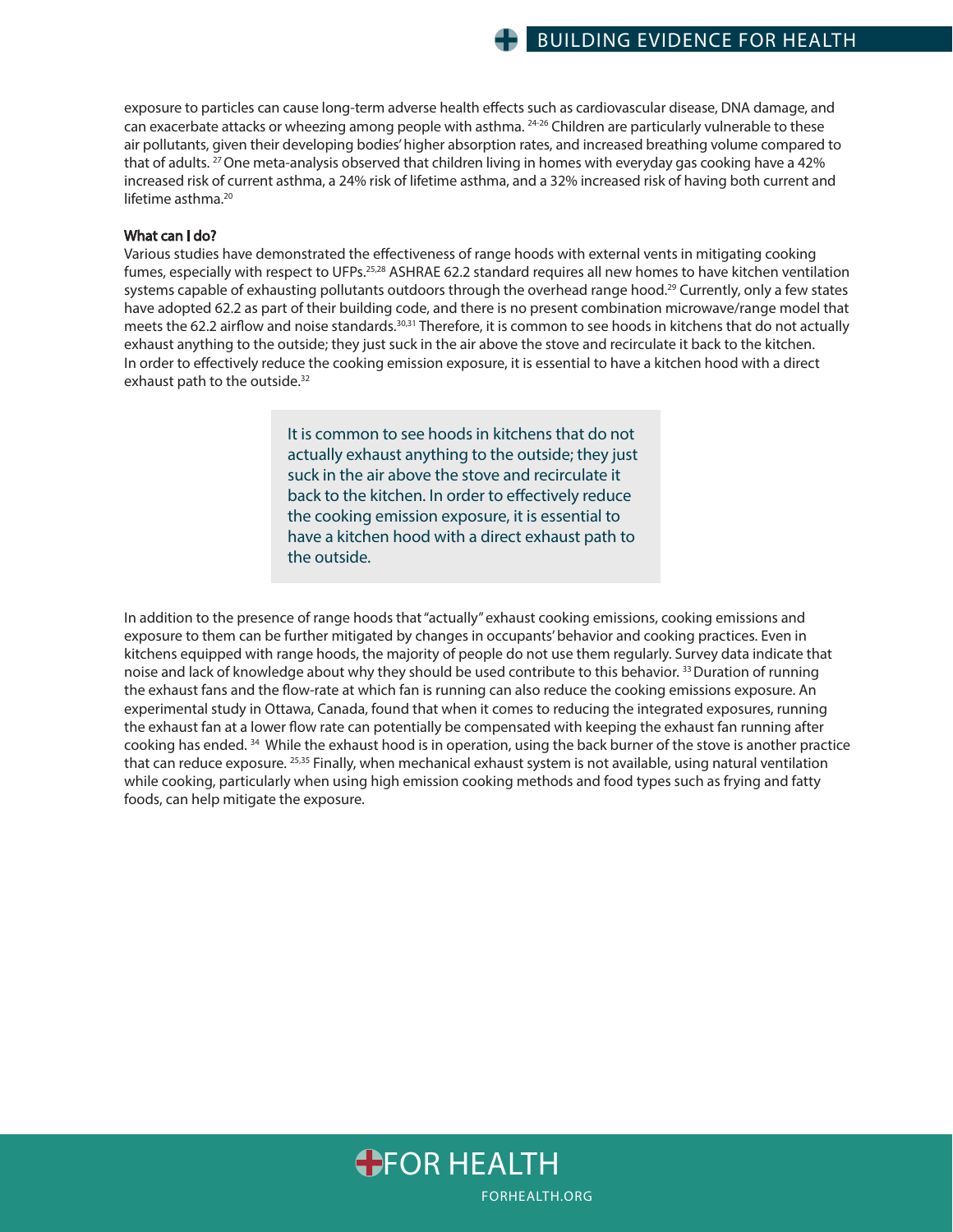exposure to particles can cause long-term adverse health effects such as cardiovascular disease, DNA damage, and can exacerbate attacks or wheezing among people with asthma. [24-26] Children are particularly vulnerable to these air pollutants, given their developing bodies' higher absorption rates, and increased breathing volume compared to that of adults. [27] One meta-analysis observed that children living in homes with everyday gas cooking have a 42% increased risk of current asthma, a 24% risk of lifetime asthma, and a 32% increased risk of having both current and lifetime asthma.[20]

**What can I do?**

Various studies have demonstrated the effectiveness of range hoods with external vents in mitigating cooking fumes, especially with respect to UFPs.[25,28] ASHRAE 62.2 standard requires all new homes to have kitchen ventilation systems capable of exhausting pollutants outdoors through the overhead range hood.[29] Currently, only a few states have adopted 62.2 as part of their building code, and there is no present combination microwave/range model that meets the 62.2 airflow and noise standards.[30,31] Therefore, it is common to see hoods in kitchens that do not actually exhaust anything to the outside; they just suck in the air above the stove and recirculate it back to the kitchen. In order to effectively reduce the cooking emission exposure, it is essential to have a kitchen hood with a direct exhaust path to the outside.[32]

> It is common to see hoods in kitchens that do not actually exhaust anything to the outside; they just suck in the air above the stove and recirculate it back to the kitchen. In order to effectively reduce the cooking emission exposure, it is essential to have a kitchen hood with a direct exhaust path to the outside.

In addition to the presence of range hoods that "actually" exhaust cooking emissions, cooking emissions and exposure to them can be further mitigated by changes in occupants' behavior and cooking practices. Even in kitchens equipped with range hoods, the majority of people do not use them regularly. Survey data indicate that noise and lack of knowledge about why they should be used contribute to this behavior. [33] Duration of running the exhaust fans and the flow-rate at which fan is running can also reduce the cooking emissions exposure. An experimental study in Ottawa, Canada, found that when it comes to reducing the integrated exposures, running the exhaust fan at a lower flow rate can potentially be compensated with keeping the exhaust fan running after cooking has ended. [34] While the exhaust hood is in operation, using the back burner of the stove is another practice that can reduce exposure. [25,35] Finally, when mechanical exhaust system is not available, using natural ventilation while cooking, particularly when using high emission cooking methods and food types such as frying and fatty foods, can help mitigate the exposure.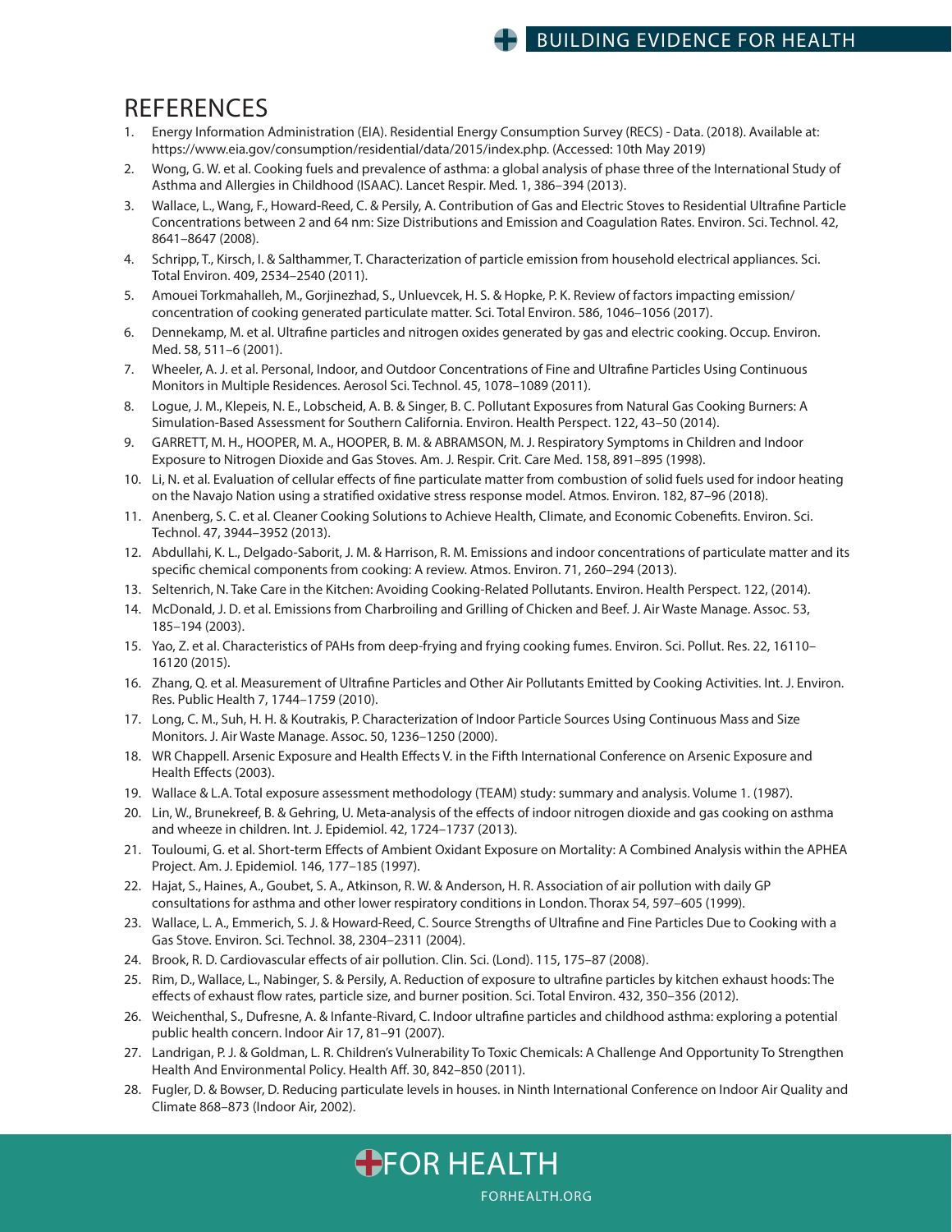# REFERENCES

1. Energy Information Administration (EIA). Residential Energy Consumption Survey (RECS) - Data. (2018). Available at: https://www.eia.gov/consumption/residential/data/2015/index.php. (Accessed: 10th May 2019)
2. Wong, G. W. et al. Cooking fuels and prevalence of asthma: a global analysis of phase three of the International Study of Asthma and Allergies in Childhood (ISAAC). Lancet Respir. Med. 1, 386–394 (2013).
3. Wallace, L., Wang, F., Howard-Reed, C. & Persily, A. Contribution of Gas and Electric Stoves to Residential Ultrafine Particle Concentrations between 2 and 64 nm: Size Distributions and Emission and Coagulation Rates. Environ. Sci. Technol. 42, 8641–8647 (2008).
4. Schripp, T., Kirsch, I. & Salthammer, T. Characterization of particle emission from household electrical appliances. Sci. Total Environ. 409, 2534–2540 (2011).
5. Amouei Torkmahalleh, M., Gorjinezhad, S., Unluevcek, H. S. & Hopke, P. K. Review of factors impacting emission/concentration of cooking generated particulate matter. Sci. Total Environ. 586, 1046–1056 (2017).
6. Dennekamp, M. et al. Ultrafine particles and nitrogen oxides generated by gas and electric cooking. Occup. Environ. Med. 58, 511–6 (2001).
7. Wheeler, A. J. et al. Personal, Indoor, and Outdoor Concentrations of Fine and Ultrafine Particles Using Continuous Monitors in Multiple Residences. Aerosol Sci. Technol. 45, 1078–1089 (2011).
8. Logue, J. M., Klepeis, N. E., Lobscheid, A. B. & Singer, B. C. Pollutant Exposures from Natural Gas Cooking Burners: A Simulation-Based Assessment for Southern California. Environ. Health Perspect. 122, 43–50 (2014).
9. GARRETT, M. H., HOOPER, M. A., HOOPER, B. M. & ABRAMSON, M. J. Respiratory Symptoms in Children and Indoor Exposure to Nitrogen Dioxide and Gas Stoves. Am. J. Respir. Crit. Care Med. 158, 891–895 (1998).
10. Li, N. et al. Evaluation of cellular effects of fine particulate matter from combustion of solid fuels used for indoor heating on the Navajo Nation using a stratified oxidative stress response model. Atmos. Environ. 182, 87–96 (2018).
11. Anenberg, S. C. et al. Cleaner Cooking Solutions to Achieve Health, Climate, and Economic Cobenefits. Environ. Sci. Technol. 47, 3944–3952 (2013).
12. Abdullahi, K. L., Delgado-Saborit, J. M. & Harrison, R. M. Emissions and indoor concentrations of particulate matter and its specific chemical components from cooking: A review. Atmos. Environ. 71, 260–294 (2013).
13. Seltenrich, N. Take Care in the Kitchen: Avoiding Cooking-Related Pollutants. Environ. Health Perspect. 122, (2014).
14. McDonald, J. D. et al. Emissions from Charbroiling and Grilling of Chicken and Beef. J. Air Waste Manage. Assoc. 53, 185–194 (2003).
15. Yao, Z. et al. Characteristics of PAHs from deep-frying and frying cooking fumes. Environ. Sci. Pollut. Res. 22, 16110–16120 (2015).
16. Zhang, Q. et al. Measurement of Ultrafine Particles and Other Air Pollutants Emitted by Cooking Activities. Int. J. Environ. Res. Public Health 7, 1744–1759 (2010).
17. Long, C. M., Suh, H. H. & Koutrakis, P. Characterization of Indoor Particle Sources Using Continuous Mass and Size Monitors. J. Air Waste Manage. Assoc. 50, 1236–1250 (2000).
18. WR Chappell. Arsenic Exposure and Health Effects V. in the Fifth International Conference on Arsenic Exposure and Health Effects (2003).
19. Wallace & L.A. Total exposure assessment methodology (TEAM) study: summary and analysis. Volume 1. (1987).
20. Lin, W., Brunekreef, B. & Gehring, U. Meta-analysis of the effects of indoor nitrogen dioxide and gas cooking on asthma and wheeze in children. Int. J. Epidemiol. 42, 1724–1737 (2013).
21. Touloumi, G. et al. Short-term Effects of Ambient Oxidant Exposure on Mortality: A Combined Analysis within the APHEA Project. Am. J. Epidemiol. 146, 177–185 (1997).
22. Hajat, S., Haines, A., Goubet, S. A., Atkinson, R. W. & Anderson, H. R. Association of air pollution with daily GP consultations for asthma and other lower respiratory conditions in London. Thorax 54, 597–605 (1999).
23. Wallace, L. A., Emmerich, S. J. & Howard-Reed, C. Source Strengths of Ultrafine and Fine Particles Due to Cooking with a Gas Stove. Environ. Sci. Technol. 38, 2304–2311 (2004).
24. Brook, R. D. Cardiovascular effects of air pollution. Clin. Sci. (Lond). 115, 175–87 (2008).
25. Rim, D., Wallace, L., Nabinger, S. & Persily, A. Reduction of exposure to ultrafine particles by kitchen exhaust hoods: The effects of exhaust flow rates, particle size, and burner position. Sci. Total Environ. 432, 350–356 (2012).
26. Weichenthal, S., Dufresne, A. & Infante-Rivard, C. Indoor ultrafine particles and childhood asthma: exploring a potential public health concern. Indoor Air 17, 81–91 (2007).
27. Landrigan, P. J. & Goldman, L. R. Children's Vulnerability To Toxic Chemicals: A Challenge And Opportunity To Strengthen Health And Environmental Policy. Health Aff. 30, 842–850 (2011).
28. Fugler, D. & Bowser, D. Reducing particulate levels in houses. in Ninth International Conference on Indoor Air Quality and Climate 868–873 (Indoor Air, 2002).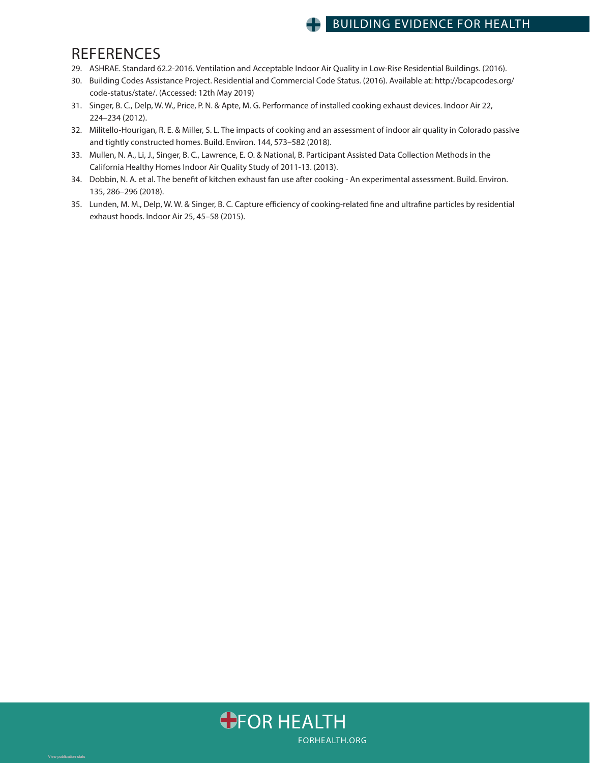## REFERENCES

29. ASHRAE. Standard 62.2-2016. Ventilation and Acceptable Indoor Air Quality in Low-Rise Residential Buildings. (2016).
30. Building Codes Assistance Project. Residential and Commercial Code Status. (2016). Available at: http://bcapcodes.org/code-status/state/. (Accessed: 12th May 2019)
31. Singer, B. C., Delp, W. W., Price, P. N. & Apte, M. G. Performance of installed cooking exhaust devices. Indoor Air 22, 224–234 (2012).
32. Militello-Hourigan, R. E. & Miller, S. L. The impacts of cooking and an assessment of indoor air quality in Colorado passive and tightly constructed homes. Build. Environ. 144, 573–582 (2018).
33. Mullen, N. A., Li, J., Singer, B. C., Lawrence, E. O. & National, B. Participant Assisted Data Collection Methods in the California Healthy Homes Indoor Air Quality Study of 2011-13. (2013).
34. Dobbin, N. A. et al. The benefit of kitchen exhaust fan use after cooking - An experimental assessment. Build. Environ. 135, 286–296 (2018).
35. Lunden, M. M., Delp, W. W. & Singer, B. C. Capture efficiency of cooking-related fine and ultrafine particles by residential exhaust hoods. Indoor Air 25, 45–58 (2015).